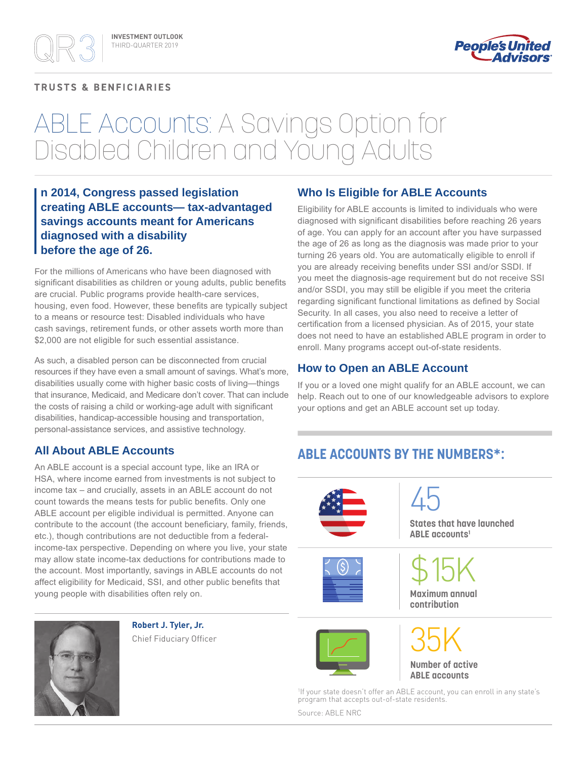QR3 INVESTMENT OUTLOOK
THIRD-QUARTER 2019

People's United Advisors

TRUSTS & BENFICIARIES

# ABLE Accounts: A Savings Option for Disabled Children and Young Adults

**n 2014, Congress passed legislation creating ABLE accounts— tax-advantaged savings accounts meant for Americans diagnosed with a disability before the age of 26.**

For the millions of Americans who have been diagnosed with significant disabilities as children or young adults, public benefits are crucial. Public programs provide health-care services, housing, even food. However, these benefits are typically subject to a means or resource test: Disabled individuals who have cash savings, retirement funds, or other assets worth more than $2,000 are not eligible for such essential assistance.

As such, a disabled person can be disconnected from crucial resources if they have even a small amount of savings. What's more, disabilities usually come with higher basic costs of living—things that insurance, Medicaid, and Medicare don't cover. That can include the costs of raising a child or working-age adult with significant disabilities, handicap-accessible housing and transportation, personal-assistance services, and assistive technology.

## All About ABLE Accounts

An ABLE account is a special account type, like an IRA or HSA, where income earned from investments is not subject to income tax – and crucially, assets in an ABLE account do not count towards the means tests for public benefits. Only one ABLE account per eligible individual is permitted. Anyone can contribute to the account (the account beneficiary, family, friends, etc.), though contributions are not deductible from a federal-income-tax perspective. Depending on where you live, your state may allow state income-tax deductions for contributions made to the account. Most importantly, savings in ABLE accounts do not affect eligibility for Medicaid, SSI, and other public benefits that young people with disabilities often rely on.

**Robert J. Tyler, Jr.**
Chief Fiduciary Officer

## Who Is Eligible for ABLE Accounts

Eligibility for ABLE accounts is limited to individuals who were diagnosed with significant disabilities before reaching 26 years of age. You can apply for an account after you have surpassed the age of 26 as long as the diagnosis was made prior to your turning 26 years old. You are automatically eligible to enroll if you are already receiving benefits under SSI and/or SSDI. If you meet the diagnosis-age requirement but do not receive SSI and/or SSDI, you may still be eligible if you meet the criteria regarding significant functional limitations as defined by Social Security. In all cases, you also need to receive a letter of certification from a licensed physician. As of 2015, your state does not need to have an established ABLE program in order to enroll. Many programs accept out-of-state residents.

## How to Open an ABLE Account

If you or a loved one might qualify for an ABLE account, we can help. Reach out to one of our knowledgeable advisors to explore your options and get an ABLE account set up today.

## ABLE ACCOUNTS BY THE NUMBERS*:

**45**
States that have launched ABLE accounts[1]

**$15K**
Maximum annual contribution

**35K**
Number of active ABLE accounts

[1]If your state doesn't offer an ABLE account, you can enroll in any state's program that accepts out-of-state residents.

Source: ABLE NRC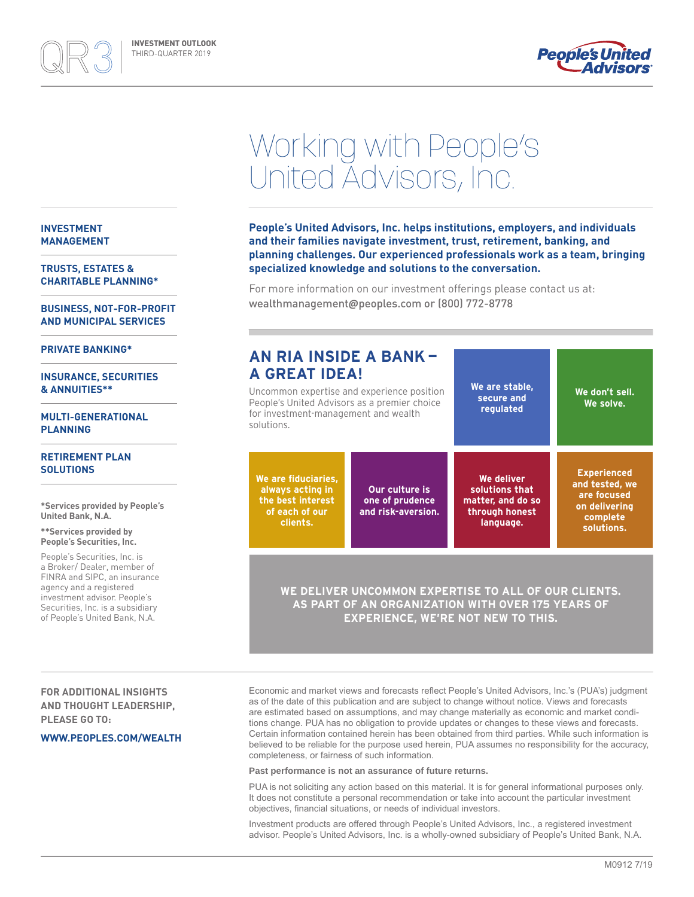# Working with People's United Advisors, Inc.

**People's United Advisors, Inc. helps institutions, employers, and individuals and their families navigate investment, trust, retirement, banking, and planning challenges. Our experienced professionals work as a team, bringing specialized knowledge and solutions to the conversation.**

For more information on our investment offerings please contact us at: wealthmanagement@peoples.com or (800) 772-8778

**INVESTMENT MANAGEMENT**

**TRUSTS, ESTATES & CHARITABLE PLANNING***

**BUSINESS, NOT-FOR-PROFIT AND MUNICIPAL SERVICES**

**PRIVATE BANKING***

**INSURANCE, SECURITIES & ANNUITIES****

**MULTI-GENERATIONAL PLANNING**

**RETIREMENT PLAN SOLUTIONS**

***Services provided by People's United Bank, N.A.**

****Services provided by People's Securities, Inc.**

People's Securities, Inc. is a Broker/ Dealer, member of FINRA and SIPC, an insurance agency and a registered investment advisor. People's Securities, Inc. is a subsidiary of People's United Bank, N.A.

## AN RIA INSIDE A BANK – A GREAT IDEA!

Uncommon expertise and experience position People's United Advisors as a premier choice for investment-management and wealth solutions.

**We are stable, secure and regulated**

**We don't sell. We solve.**

**We are fiduciaries, always acting in the best interest of each of our clients.**

**Our culture is one of prudence and risk-aversion.**

**We deliver solutions that matter, and do so through honest language.**

**Experienced and tested, we are focused on delivering complete solutions.**

**WE DELIVER UNCOMMON EXPERTISE TO ALL OF OUR CLIENTS. AS PART OF AN ORGANIZATION WITH OVER 175 YEARS OF EXPERIENCE, WE'RE NOT NEW TO THIS.**

**FOR ADDITIONAL INSIGHTS AND THOUGHT LEADERSHIP, PLEASE GO TO:**

**WWW.PEOPLES.COM/WEALTH**

Economic and market views and forecasts reflect People's United Advisors, Inc.'s (PUA's) judgment as of the date of this publication and are subject to change without notice. Views and forecasts are estimated based on assumptions, and may change materially as economic and market conditions change. PUA has no obligation to provide updates or changes to these views and forecasts. Certain information contained herein has been obtained from third parties. While such information is believed to be reliable for the purpose used herein, PUA assumes no responsibility for the accuracy, completeness, or fairness of such information.

**Past performance is not an assurance of future returns.**

PUA is not soliciting any action based on this material. It is for general informational purposes only. It does not constitute a personal recommendation or take into account the particular investment objectives, financial situations, or needs of individual investors.

Investment products are offered through People's United Advisors, Inc., a registered investment advisor. People's United Advisors, Inc. is a wholly-owned subsidiary of People's United Bank, N.A.

M0912 7/19